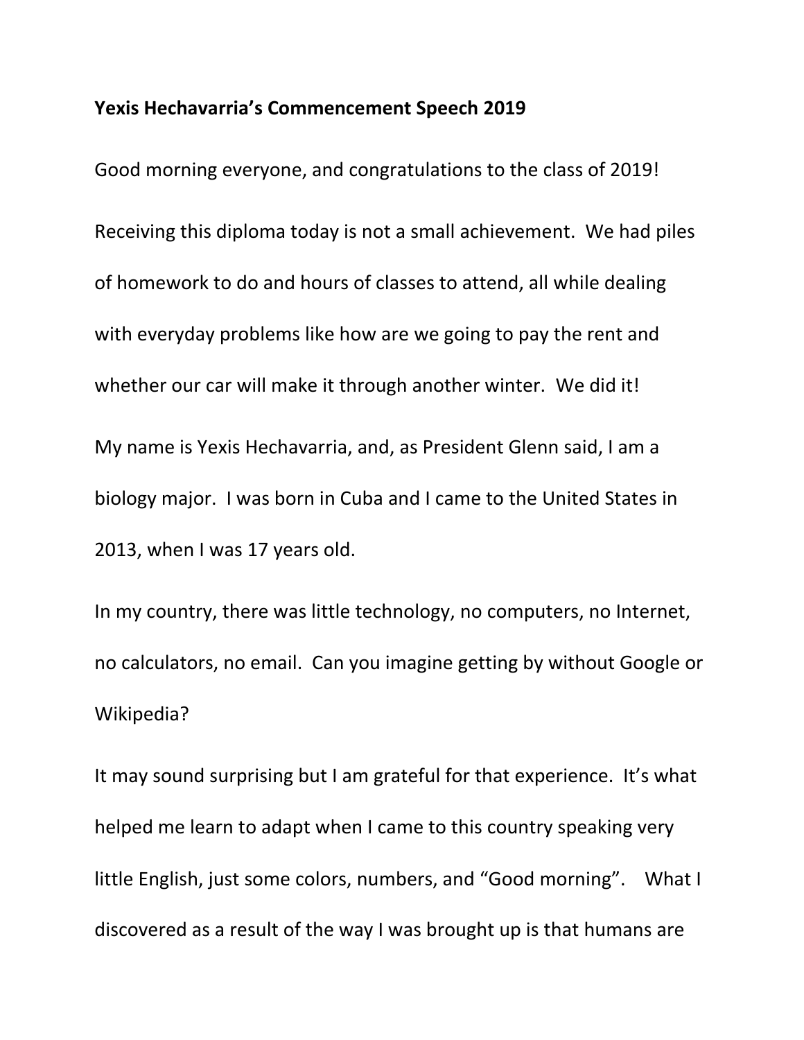**Yexis Hechavarria's Commencement Speech 2019**

Good morning everyone, and congratulations to the class of 2019!

Receiving this diploma today is not a small achievement. We had piles of homework to do and hours of classes to attend, all while dealing with everyday problems like how are we going to pay the rent and whether our car will make it through another winter. We did it!

My name is Yexis Hechavarria, and, as President Glenn said, I am a biology major. I was born in Cuba and I came to the United States in 2013, when I was 17 years old.

In my country, there was little technology, no computers, no Internet, no calculators, no email. Can you imagine getting by without Google or Wikipedia?

It may sound surprising but I am grateful for that experience. It's what helped me learn to adapt when I came to this country speaking very little English, just some colors, numbers, and "Good morning". What I discovered as a result of the way I was brought up is that humans are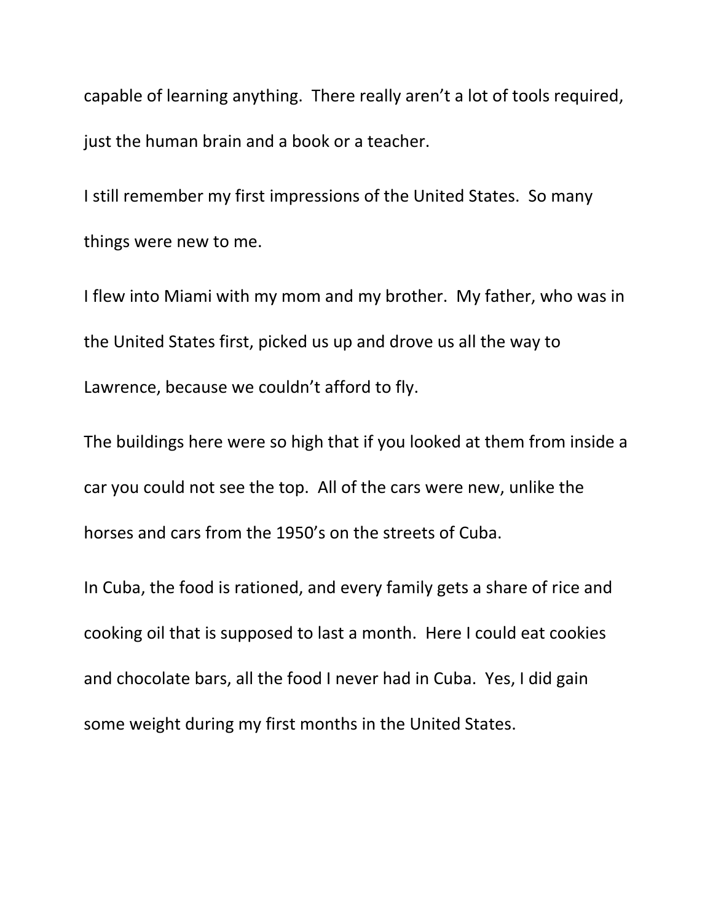capable of learning anything.  There really aren't a lot of tools required, just the human brain and a book or a teacher.

I still remember my first impressions of the United States.  So many things were new to me.

I flew into Miami with my mom and my brother.  My father, who was in the United States first, picked us up and drove us all the way to Lawrence, because we couldn't afford to fly.

The buildings here were so high that if you looked at them from inside a car you could not see the top.  All of the cars were new, unlike the horses and cars from the 1950's on the streets of Cuba.

In Cuba, the food is rationed, and every family gets a share of rice and cooking oil that is supposed to last a month.  Here I could eat cookies and chocolate bars, all the food I never had in Cuba.  Yes, I did gain some weight during my first months in the United States.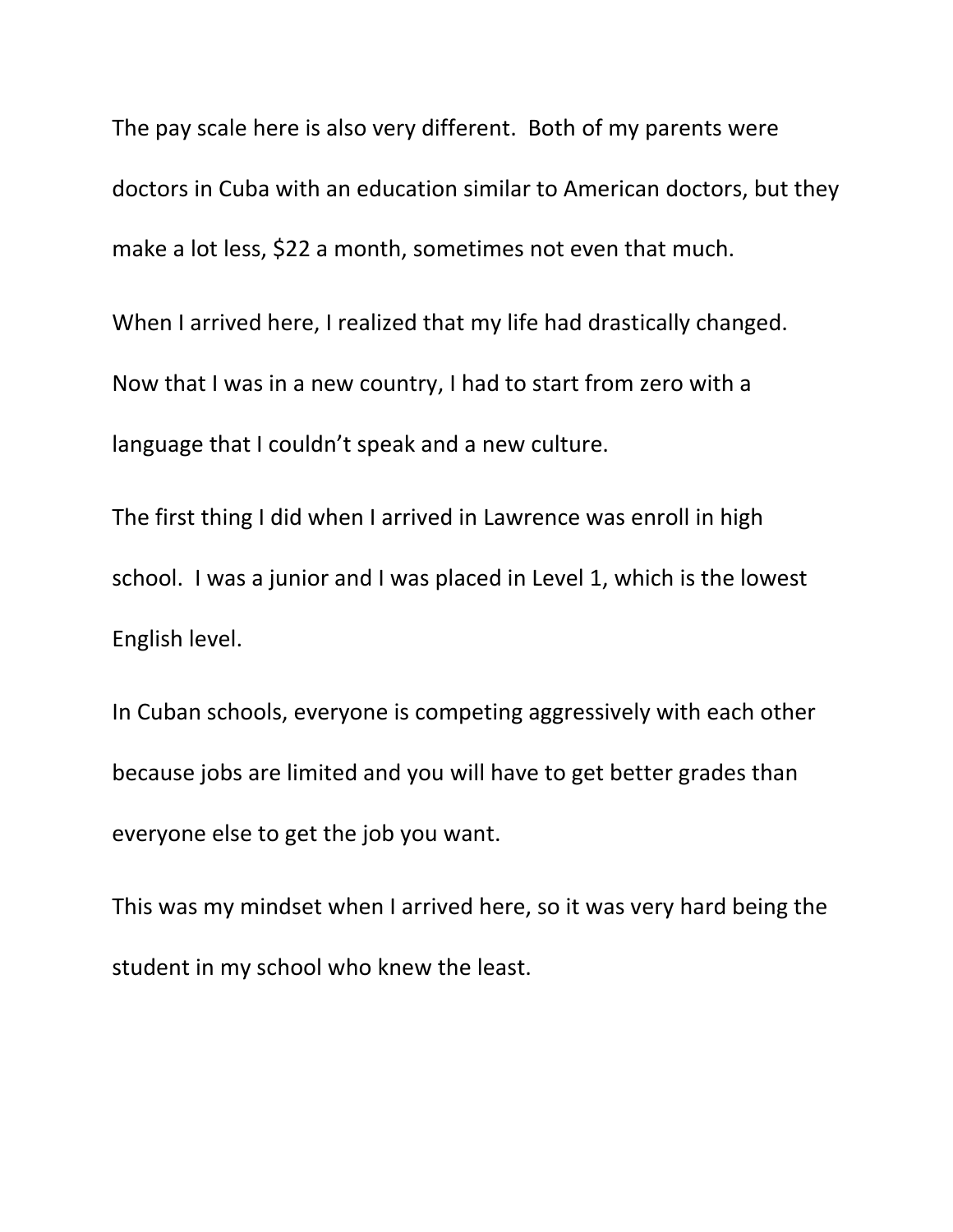The pay scale here is also very different. Both of my parents were doctors in Cuba with an education similar to American doctors, but they make a lot less, $22 a month, sometimes not even that much.

When I arrived here, I realized that my life had drastically changed. Now that I was in a new country, I had to start from zero with a language that I couldn't speak and a new culture.

The first thing I did when I arrived in Lawrence was enroll in high school. I was a junior and I was placed in Level 1, which is the lowest English level.

In Cuban schools, everyone is competing aggressively with each other because jobs are limited and you will have to get better grades than everyone else to get the job you want.

This was my mindset when I arrived here, so it was very hard being the student in my school who knew the least.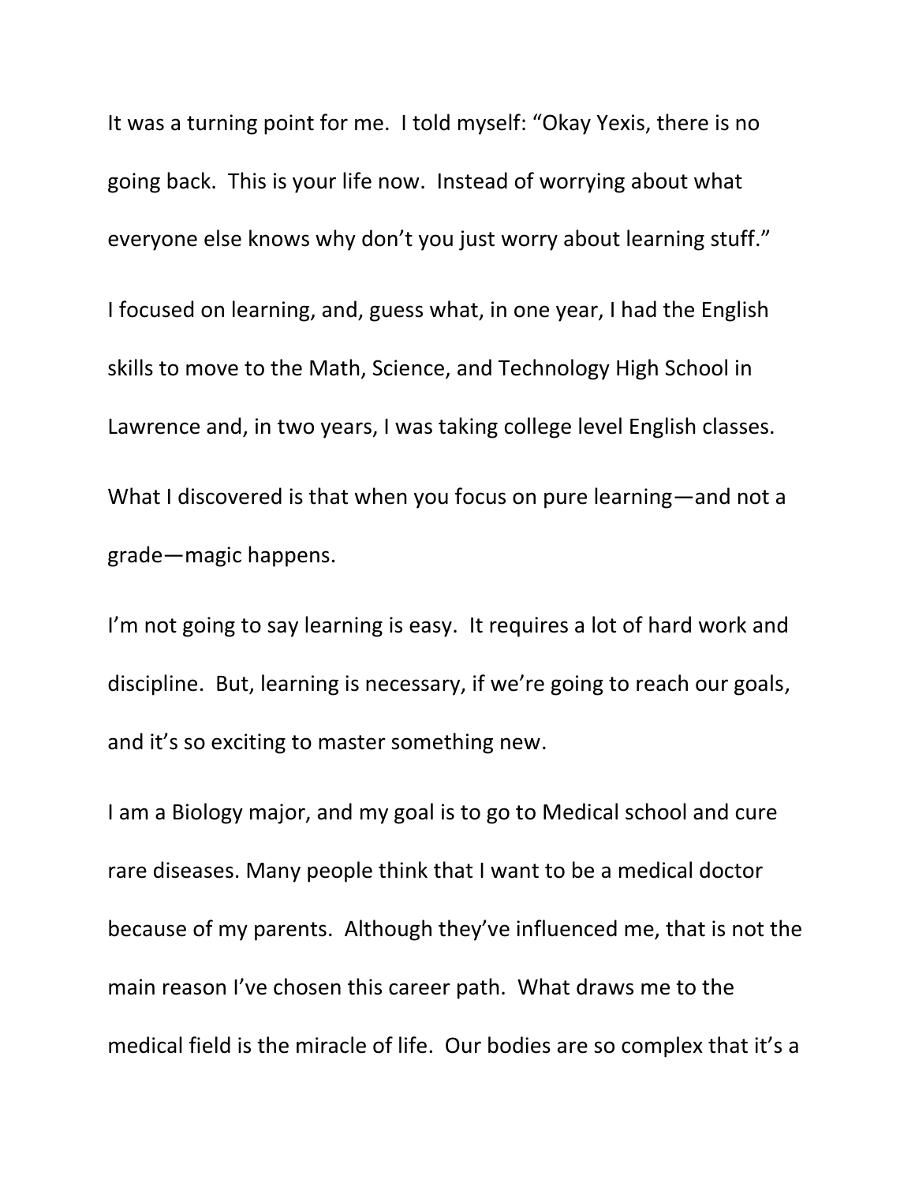It was a turning point for me. I told myself: "Okay Yexis, there is no going back. This is your life now. Instead of worrying about what everyone else knows why don't you just worry about learning stuff."

I focused on learning, and, guess what, in one year, I had the English skills to move to the Math, Science, and Technology High School in Lawrence and, in two years, I was taking college level English classes.

What I discovered is that when you focus on pure learning—and not a grade—magic happens.

I'm not going to say learning is easy. It requires a lot of hard work and discipline. But, learning is necessary, if we're going to reach our goals, and it's so exciting to master something new.

I am a Biology major, and my goal is to go to Medical school and cure rare diseases. Many people think that I want to be a medical doctor because of my parents. Although they've influenced me, that is not the main reason I've chosen this career path. What draws me to the medical field is the miracle of life. Our bodies are so complex that it's a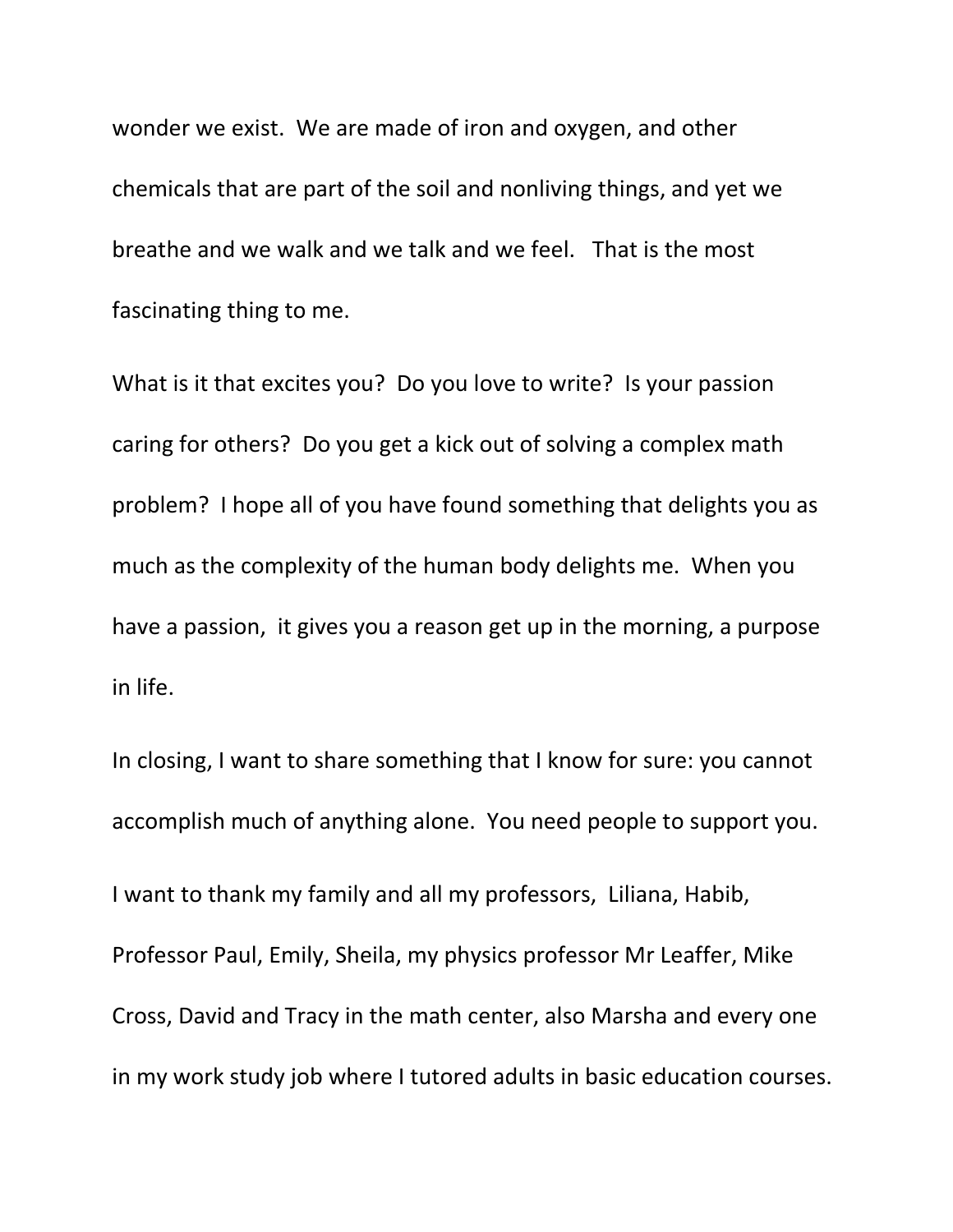wonder we exist. We are made of iron and oxygen, and other chemicals that are part of the soil and nonliving things, and yet we breathe and we walk and we talk and we feel. That is the most fascinating thing to me.

What is it that excites you? Do you love to write? Is your passion caring for others? Do you get a kick out of solving a complex math problem? I hope all of you have found something that delights you as much as the complexity of the human body delights me. When you have a passion, it gives you a reason get up in the morning, a purpose in life.

In closing, I want to share something that I know for sure: you cannot accomplish much of anything alone. You need people to support you.

I want to thank my family and all my professors, Liliana, Habib, Professor Paul, Emily, Sheila, my physics professor Mr Leaffer, Mike Cross, David and Tracy in the math center, also Marsha and every one in my work study job where I tutored adults in basic education courses.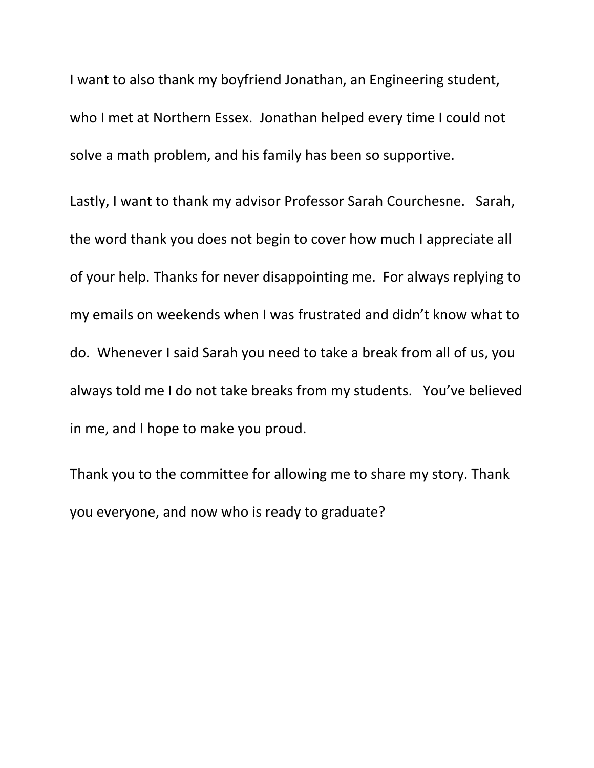I want to also thank my boyfriend Jonathan, an Engineering student, who I met at Northern Essex. Jonathan helped every time I could not solve a math problem, and his family has been so supportive.

Lastly, I want to thank my advisor Professor Sarah Courchesne. Sarah, the word thank you does not begin to cover how much I appreciate all of your help. Thanks for never disappointing me. For always replying to my emails on weekends when I was frustrated and didn't know what to do. Whenever I said Sarah you need to take a break from all of us, you always told me I do not take breaks from my students. You've believed in me, and I hope to make you proud.

Thank you to the committee for allowing me to share my story. Thank you everyone, and now who is ready to graduate?